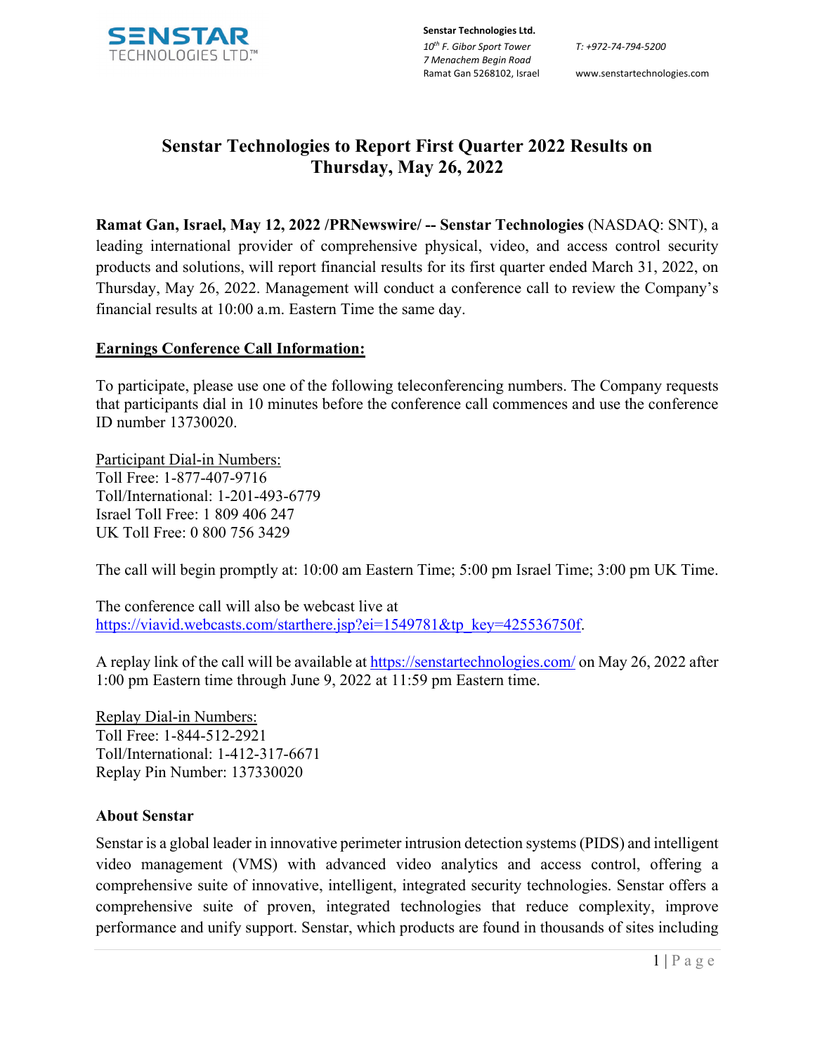Senstar Technologies Ltd.
*10th F. Gibor Sport Tower*
*7 Menachem Begin Road*
Ramat Gan 5268102, Israel

*T: +972-74-794-5200*
www.senstartechnologies.com

# Senstar Technologies to Report First Quarter 2022 Results on Thursday, May 26, 2022

**Ramat Gan, Israel, May 12, 2022 /PRNewswire/ -- Senstar Technologies** (NASDAQ: SNT), a leading international provider of comprehensive physical, video, and access control security products and solutions, will report financial results for its first quarter ended March 31, 2022, on Thursday, May 26, 2022. Management will conduct a conference call to review the Company's financial results at 10:00 a.m. Eastern Time the same day.

**Earnings Conference Call Information:**

To participate, please use one of the following teleconferencing numbers. The Company requests that participants dial in 10 minutes before the conference call commences and use the conference ID number 13730020.

Participant Dial-in Numbers:
Toll Free: 1-877-407-9716
Toll/International: 1-201-493-6779
Israel Toll Free: 1 809 406 247
UK Toll Free: 0 800 756 3429

The call will begin promptly at: 10:00 am Eastern Time; 5:00 pm Israel Time; 3:00 pm UK Time.

The conference call will also be webcast live at https://viavid.webcasts.com/starthere.jsp?ei=1549781&tp_key=425536750f.

A replay link of the call will be available at https://senstartechnologies.com/ on May 26, 2022 after 1:00 pm Eastern time through June 9, 2022 at 11:59 pm Eastern time.

Replay Dial-in Numbers:
Toll Free: 1-844-512-2921
Toll/International: 1-412-317-6671
Replay Pin Number: 137330020

**About Senstar**

Senstar is a global leader in innovative perimeter intrusion detection systems (PIDS) and intelligent video management (VMS) with advanced video analytics and access control, offering a comprehensive suite of innovative, intelligent, integrated security technologies. Senstar offers a comprehensive suite of proven, integrated technologies that reduce complexity, improve performance and unify support. Senstar, which products are found in thousands of sites including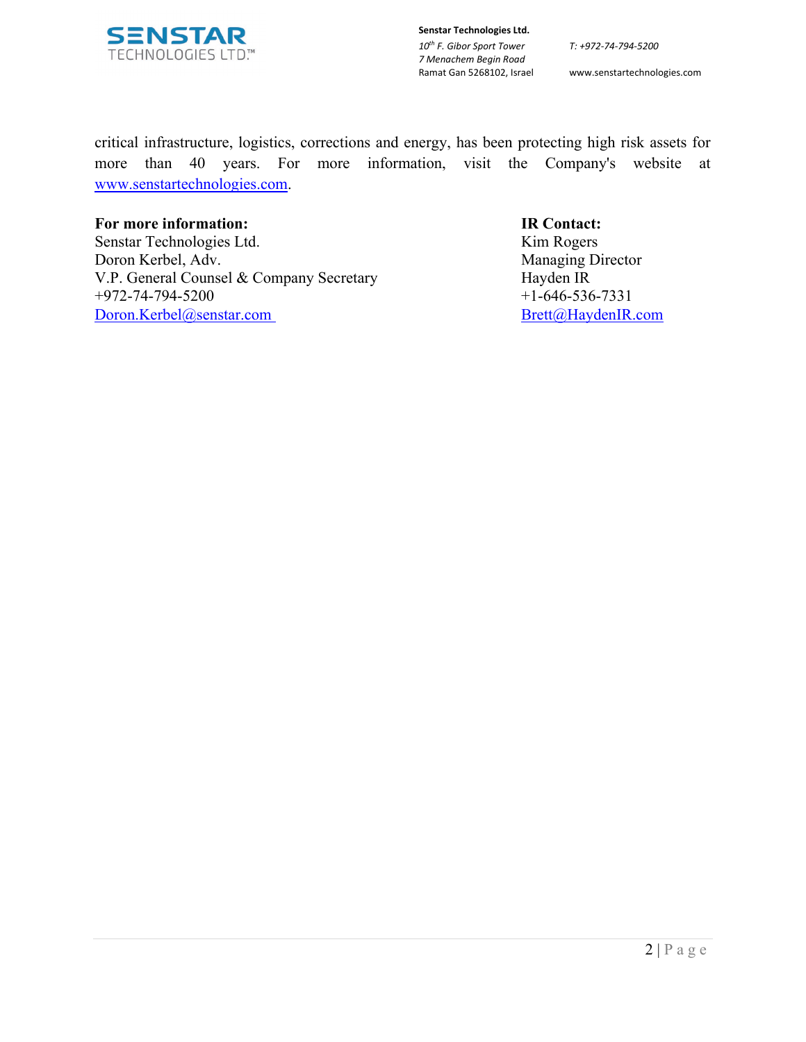critical infrastructure, logistics, corrections and energy, has been protecting high risk assets for more than 40 years. For more information, visit the Company's website at www.senstartechnologies.com.

**For more information:**
Senstar Technologies Ltd.
Doron Kerbel, Adv.
V.P. General Counsel & Company Secretary
+972-74-794-5200
Doron.Kerbel@senstar.com

**IR Contact:**
Kim Rogers
Managing Director
Hayden IR
+1-646-536-7331
Brett@HaydenIR.com